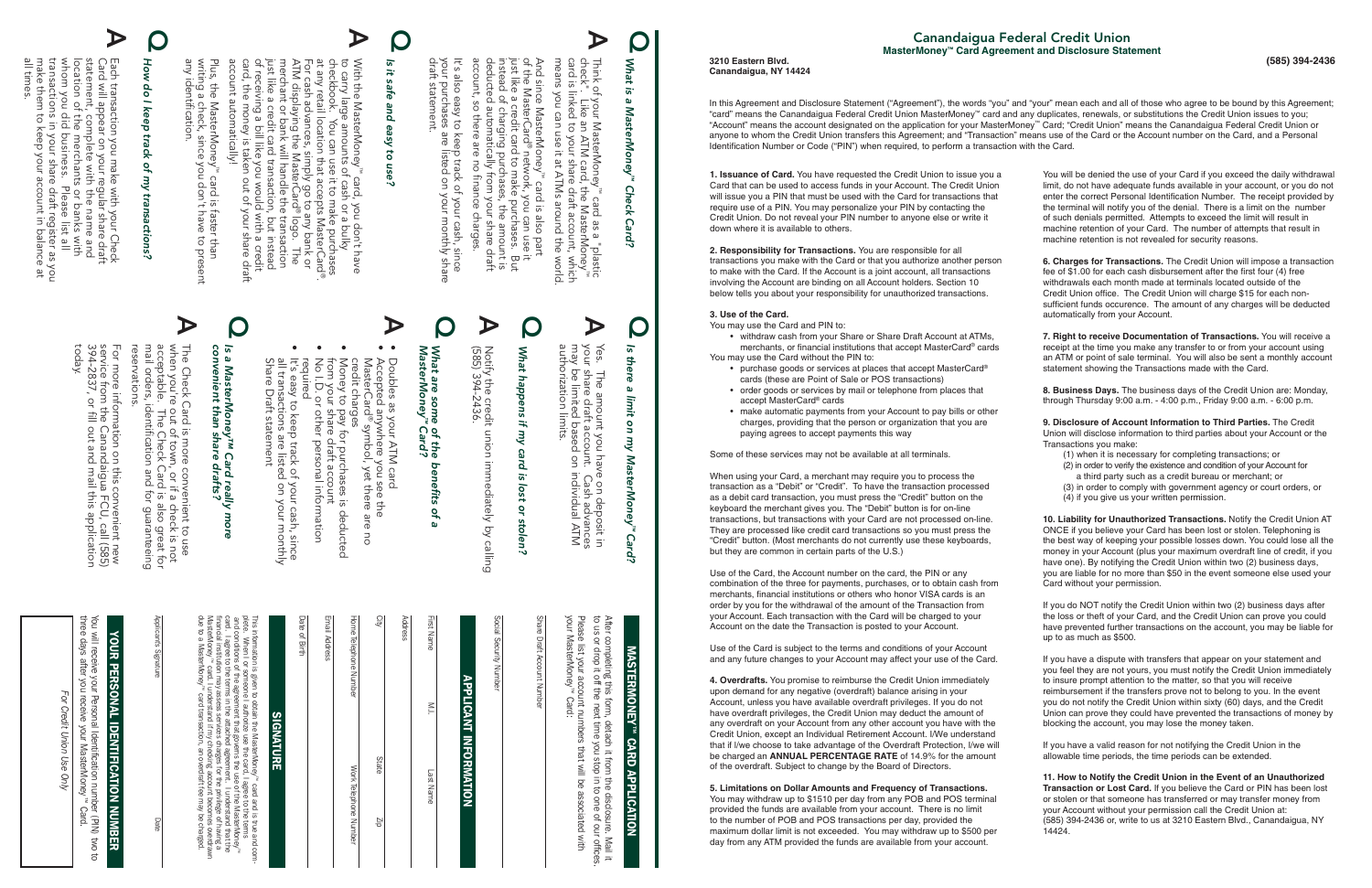# Canandaigua Federal Credit Union

## MasterMoney™ Card Agreement and Disclosure Statement

3210 Eastern Blvd.
Canandaigua, NY 14424

(585) 394-2436

In this Agreement and Disclosure Statement ("Agreement"), the words "you" and "your" mean each and all of those who agree to be bound by this Agreement; "card" means the Canandaigua Federal Credit Union MasterMoney™ card and any duplicates, renewals, or substitutions the Credit Union issues to you; "Account" means the account designated on the application for your MasterMoney™ Card; "Credit Union" means the Canandaigua Federal Credit Union or anyone to whom the Credit Union transfers this Agreement; and "Transaction" means use of the Card or the Account number on the Card, and a Personal Identification Number or Code ("PIN") when required, to perform a transaction with the Card.

**1. Issuance of Card.** You have requested the Credit Union to issue you a Card that can be used to access funds in your Account. The Credit Union will issue you a PIN that must be used with the Card for transactions that require use of a PIN. You may personalize your PIN by contacting the Credit Union. Do not reveal your PIN number to anyone else or write it down where it is available to others.

**2. Responsibility for Transactions.** You are responsible for all transactions you make with the Card or that you authorize another person to make with the Card. If the Account is a joint account, all transactions involving the Account are binding on all Account holders. Section 10 below tells you about your responsibility for unauthorized transactions.

**3. Use of the Card.**

You may use the Card and PIN to:

- withdraw cash from your Share or Share Draft Account at ATMs, merchants, or financial institutions that accept MasterCard® cards

You may use the Card without the PIN to:

- purchase goods or services at places that accept MasterCard® cards (these are Point of Sale or POS transactions)
- order goods or services by mail or telephone from places that accept MasterCard® cards
- make automatic payments from your Account to pay bills or other charges, providing that the person or organization that you are paying agrees to accept payments this way

Some of these services may not be available at all terminals.

When using your Card, a merchant may require you to process the transaction as a "Debit" or "Credit". To have the transaction processed as a debit card transaction, you must press the "Credit" button on the keyboard the merchant gives you. The "Debit" button is for on-line transactions, but transactions with your Card are not processed on-line. They are processed like credit card transactions so you must press the "Credit" button. (Most merchants do not currently use these keyboards, but they are common in certain parts of the U.S.)

Use of the Card, the Account number on the card, the PIN or any combination of the three for payments, purchases, or to obtain cash from merchants, financial institutions or others who honor VISA cards is an order by you for the withdrawal of the amount of the Transaction from your Account. Each transaction with the Card will be charged to your Account on the date the Transaction is posted to your Account.

Use of the Card is subject to the terms and conditions of your Account and any future changes to your Account may affect your use of the Card.

**4. Overdrafts.** You promise to reimburse the Credit Union immediately upon demand for any negative (overdraft) balance arising in your Account, unless you have available overdraft privileges. If you do not have overdraft privileges, the Credit Union may deduct the amount of any overdraft on your Account from any other account you have with the Credit Union, except an Individual Retirement Account. I/We understand that if I/we choose to take advantage of the Overdraft Protection, I/we will be charged an **ANNUAL PERCENTAGE RATE** of 14.9% for the amount of the overdraft. Subject to change by the Board of Directors.

**5. Limitations on Dollar Amounts and Frequency of Transactions.** You may withdraw up to $1510 per day from any POB and POS terminal provided the funds are available from your account. There is no limit to the number of POB and POS transactions per day, provided the maximum dollar limit is not exceeded. You may withdraw up to $500 per day from any ATM provided the funds are available from your account.

You will be denied the use of your Card if you exceed the daily withdrawal limit, do not have adequate funds available in your account, or you do not enter the correct Personal Identification Number. The receipt provided by the terminal will notify you of the denial. There is a limit on the number of such denials permitted. Attempts to exceed the limit will result in machine retention of your Card. The number of attempts that result in machine retention is not revealed for security reasons.

**6. Charges for Transactions.** The Credit Union will impose a transaction fee of $1.00 for each cash disbursement after the first four (4) free withdrawals each month made at terminals located outside of the Credit Union office. The Credit Union will charge $15 for each non-sufficient funds occurence. The amount of any charges will be deducted automatically from your Account.

**7. Right to receive Documentation of Transactions.** You will receive a receipt at the time you make any transfer to or from your account using an ATM or point of sale terminal. You will also be sent a monthly account statement showing the Transactions made with the Card.

**8. Business Days.** The business days of the Credit Union are: Monday, through Thursday 9:00 a.m. - 4:00 p.m., Friday 9:00 a.m. - 6:00 p.m.

**9. Disclosure of Account Information to Third Parties.** The Credit Union will disclose information to third parties about your Account or the Transactions you make:

(1) when it is necessary for completing transactions; or
(2) in order to verify the existence and condition of your Account for a third party such as a credit bureau or merchant; or
(3) in order to comply with government agency or court orders, or
(4) if you give us your written permission.

**10. Liability for Unauthorized Transactions.** Notify the Credit Union AT ONCE if you believe your Card has been lost or stolen. Telephoning is the best way of keeping your possible losses down. You could lose all the money in your Account (plus your maximum overdraft line of credit, if you have one). By notifying the Credit Union within two (2) business days, you are liable for no more than $50 in the event someone else used your Card without your permission.

If you do NOT notify the Credit Union within two (2) business days after the loss or theft of your Card, and the Credit Union can prove you could have prevented further transactions on the account, you may be liable for up to as much as $500.

If you have a dispute with transfers that appear on your statement and you feel they are not yours, you must notify the Credit Union immediately to insure prompt attention to the matter, so that you will receive reimbursement if the transfers prove not to belong to you. In the event you do not notify the Credit Union within sixty (60) days, and the Credit Union can prove they could have prevented the transactions of money by blocking the account, you may lose the money taken.

If you have a valid reason for not notifying the Credit Union in the allowable time periods, the time periods can be extended.

**11. How to Notify the Credit Union in the Event of an Unauthorized Transaction or Lost Card.** If you believe the Card or PIN has been lost or stolen or that someone has transferred or may transfer money from your Account without your permission call the Credit Union at: (585) 394-2436 or, write to us at 3210 Eastern Blvd., Canandaigua, NY 14424.

---

## What is a MasterMoney™ Check Card?

**A** Think of your MasterMoney™ card as a "plastic check". Like an ATM card, the MasterMoney™ card is linked to your share draft account, which means you can use it at ATMs around the world.

And since MasterMoney™ card is also part of the MasterCard® network, you can use it just like a credit card to make purchases. But instead of charging purchases, the amount is deducted automatically from your share draft account, so there are no finance charges.

It's also easy to keep track of your cash, since your purchases are listed on your monthly share draft statement.

## Is it safe and easy to use?

**A** With the MasterMoney™ card, you don't have to carry large amounts of cash or a bulky checkbook. You can use it to make purchases at any retail location that accepts MasterCard®. For cash, simply go to any ATM, bank or merchant displaying the MasterCard® logo. The ATM or bank will handle the transaction just like a credit card transaction, but instead of receiving a bill like you would with a credit card, the money is taken out of your share draft account automatically!

Plus, the MasterMoney™ card is faster than writing a check, since you don't have to present any identification.

## How do I keep track of my transactions?

**A** Each transaction you make with your Check Card will appear on your regular share draft statement, complete with the name and location of the merchants or banks with whom you did business. Please list all transactions in your share draft register as you make them to keep your account in balance at all times.

## Is there a limit on my MasterMoney™ Card?

**A** Yes. The amount you have on deposit in your share draft account. Cash advances may be limited based on individual ATM authorization limits.

## What happens if my card is lost or stolen?

**A** Notify the credit union immediately by calling (585) 394-2436.

## What are some of the benefits of a MasterMoney™ Card?

**A**

- Doubles as your ATM card
- Accepted anywhere you see the MasterCard® symbol, yet there are no credit charges
- Money to pay for purchases is deducted from your share draft account
- No I.D. or other personal information required
- It's easy to keep track of your cash, since all transactions are listed on your monthly Share Draft statement

## Is a MasterMoney™ Card really more convenient than share drafts?

**A** The Check Card is more convenient to use when you're out of town, or if a check is not acceptable. The Check Card is also great for mail orders, identification and for guaranteeing reservations.

For more information on this convenient new service from the Canandaigua FCU, call (585) 394-2837, or fill out and mail this application today.

---

## MASTERMONEY™ CARD APPLICATION

After completing this form, detach it from the disclosure. Mail it to us or drop it off the next time you stop in to one of our offices.

Please list your account numbers that will be associated with your MasterMoney™ Card:

Share Draft Account Number

Social Security Number

### APPLICANT INFORMATION

First Name | M.I. | Last Name

Address

City | State | Zip

Home Telephone Number | Work Telephone Number

Email Address

Date of Birth

### SIGNATURE

This information is given to obtain the MasterMoney™ card and is true and complete. When I or someone I authorize use the card, I agree to the terms and conditions of the agreement that governs the use of the MasterMoney™ card. I agree to the terms in the attached agreement. I understand that the financial institution may assess service charges for the privilege of having a MasterMoney™ card. I understand if my checking account becomes overdrawn due to a MasterMoney™ card transaction, an overdraft fee may be charged.

Applicant's Signature | Date

### YOUR PERSONAL IDENTIFICATION NUMBER

You will receive your Personal Identification number (PIN) two to three days after you receive your MasterMoney™ Card.

*For Credit Union Use Only*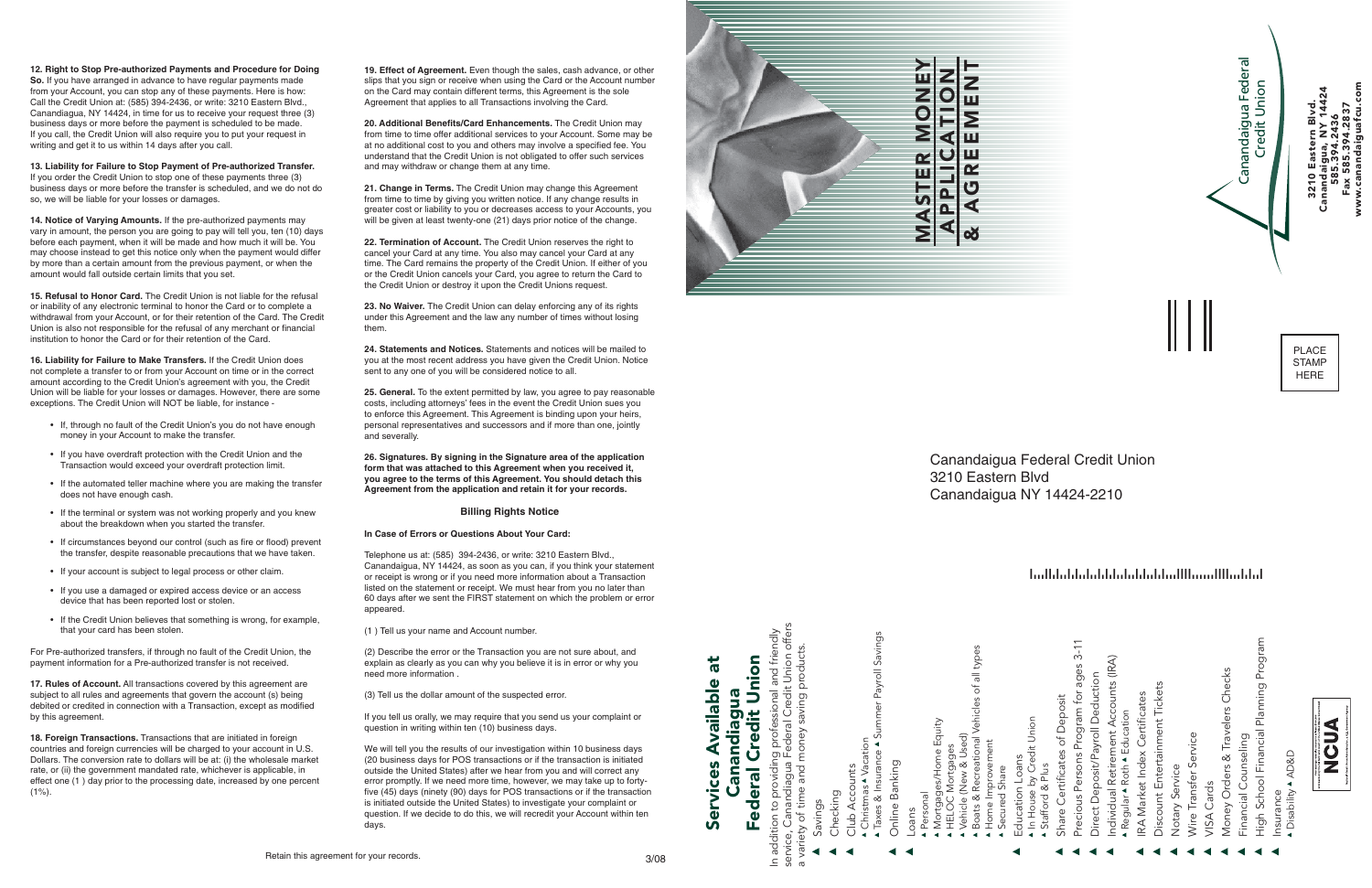**12. Right to Stop Pre-authorized Payments and Procedure for Doing So.** If you have arranged in advance to have regular payments made from your Account, you can stop any of these payments. Here is how: Call the Credit Union at: (585) 394-2436, or write: 3210 Eastern Blvd., Canandaigua, NY 14424, in time for us to receive your request three (3) business days or more before the payment is scheduled to be made. If you call, the Credit Union will also require you to put your request in writing and get it to us within 14 days after you call.

**13. Liability for Failure to Stop Payment of Pre-authorized Transfer.** If you order the Credit Union to stop one of these payments three (3) business days or more before the transfer is scheduled, and we do not do so, we will be liable for your losses or damages.

**14. Notice of Varying Amounts.** If the pre-authorized payments may vary in amount, the person you are going to pay will tell you, ten (10) days before each payment, when it will be made and how much it will be. You may choose instead to get this notice only when the payment would differ by more than a certain amount from the previous payment, or when the amount would fall outside certain limits that you set.

**15. Refusal to Honor Card.** The Credit Union is not liable for the refusal or inability of any electronic terminal to honor the Card or to complete a withdrawal from your Account, or for their retention of the Card. The Credit Union is also not responsible for the refusal of any merchant or financial institution to honor the Card or for their retention of the Card.

**16. Liability for Failure to Make Transfers.** If the Credit Union does not complete a transfer to or from your Account on time or in the correct amount according to the Credit Union's agreement with you, the Credit Union will be liable for your losses or damages. However, there are some exceptions. The Credit Union will NOT be liable, for instance -

- If, through no fault of the Credit Union's you do not have enough money in your Account to make the transfer.
- If you have overdraft protection with the Credit Union and the Transaction would exceed your overdraft protection limit.
- If the automated teller machine where you are making the transfer does not have enough cash.
- If the terminal or system was not working properly and you knew about the breakdown when you started the transfer.
- If circumstances beyond our control (such as fire or flood) prevent the transfer, despite reasonable precautions that we have taken.
- If your account is subject to legal process or other claim.
- If you use a damaged or expired access device or an access device that has been reported lost or stolen.
- If the Credit Union believes that something is wrong, for example, that your card has been stolen.

For Pre-authorized transfers, if through no fault of the Credit Union, the payment information for a Pre-authorized transfer is not received.

**17. Rules of Account.** All transactions covered by this agreement are subject to all rules and agreements that govern the account (s) being debited or credited in connection with a Transaction, except as modified by this agreement.

**18. Foreign Transactions.** Transactions that are initiated in foreign countries and foreign currencies will be charged to your account in U.S. Dollars. The conversion rate to dollars will be at: (i) the wholesale market rate, or (ii) the government mandated rate, whichever is applicable, in effect one (1 ) day prior to the processing date, increased by one percent (1%).

Retain this agreement for your records.

**19. Effect of Agreement.** Even though the sales, cash advance, or other slips that you sign or receive when using the Card or the Account number on the Card may contain different terms, this Agreement is the sole Agreement that applies to all Transactions involving the Card.

**20. Additional Benefits/Card Enhancements.** The Credit Union may from time to time offer additional services to your Account. Some may be at no additional cost to you and others may involve a specified fee. You understand that the Credit Union is not obligated to offer such services and may withdraw or change them at any time.

**21. Change in Terms.** The Credit Union may change this Agreement from time to time by giving you written notice. If any change results in greater cost or liability to you or decreases access to your Accounts, you will be given at least twenty-one (21) days prior notice of the change.

**22. Termination of Account.** The Credit Union reserves the right to cancel your Card at any time. You also may cancel your Card at any time. The Card remains the property of the Credit Union. If either of you or the Credit Union cancels your Card, you agree to return the Card to the Credit Union or destroy it upon the Credit Unions request.

**23. No Waiver.** The Credit Union can delay enforcing any of its rights under this Agreement and the law any number of times without losing them.

**24. Statements and Notices.** Statements and notices will be mailed to you at the most recent address you have given the Credit Union. Notice sent to any one of you will be considered notice to all.

**25. General.** To the extent permitted by law, you agree to pay reasonable costs, including attorneys' fees in the event the Credit Union sues you to enforce this Agreement. This Agreement is binding upon your heirs, personal representatives and successors and if more than one, jointly and severally.

**26. Signatures. By signing in the Signature area of the application form that was attached to this Agreement when you received it, you agree to the terms of this Agreement. You should detach this Agreement from the application and retain it for your records.**

## Billing Rights Notice

**In Case of Errors or Questions About Your Card:**

Telephone us at: (585) 394-2436, or write: 3210 Eastern Blvd., Canandaigua, NY 14424, as soon as you can, if you think your statement or receipt is wrong or if you need more information about a Transaction listed on the statement or receipt. We must hear from you no later than 60 days after we sent the FIRST statement on which the problem or error appeared.

(1 ) Tell us your name and Account number.

(2) Describe the error or the Transaction you are not sure about, and explain as clearly as you can why you believe it is in error or why you need more information .

(3) Tell us the dollar amount of the suspected error.

If you tell us orally, we may require that you send us your complaint or question in writing within ten (10) business days.

We will tell you the results of our investigation within 10 business days (20 business days for POS transactions or if the transaction is initiated outside the United States) after we hear from you and will correct any error promptly. If we need more time, however, we may take up to forty-five (45) days (ninety (90) days for POS transactions or if the transaction is initiated outside the United States) to investigate your complaint or question. If we decide to do this, we will recredit your Account within ten days.

3/08

# MASTER MONEY APPLICATION & AGREEMENT

## Services Available at Canandaigua Federal Credit Union

In addition to providing professional and friendly service, Canandaigua Federal Credit Union offers a variety of time and money saving products.

- Savings
- Checking
- Club Accounts
  - Christmas ▲ Vacation
  - Taxes & Insurance ▲ Summer Payroll Savings
- Online Banking
- Loans
  - Personal
  - Mortgages/Home Equity
  - HELOC Mortgages
  - Vehicle (New & Used)
  - Boats & Recreational Vehicles of all types
  - Home Improvement
  - Secured Share
- Education Loans
  - In House by Credit Union
  - Stafford & Plus
- Share Certificates of Deposit
- Precious Persons Program for ages 3-11
- Direct Deposit/Payroll Deduction
- Individual Retirement Accounts (IRA)
  - Regular ▲ Roth ▲ Education
- IRA Market Index Certificates
- Discount Entertainment Tickets
- Notary Service
- Wire Transfer Service
- VISA Cards
- Money Orders & Travelers Checks
- Financial Counseling
- High School Financial Planning Program
- Insurance
  - Disability ▲ AD&D

NCUA

Canandaigua Federal Credit Union

3210 Eastern Blvd.
Canandaigua, NY 14424
585.394.2436
Fax 585.394.2837
www.canandaiguafcu.com

PLACE STAMP HERE

Canandaigua Federal Credit Union
3210 Eastern Blvd
Canandaigua NY 14424-2210